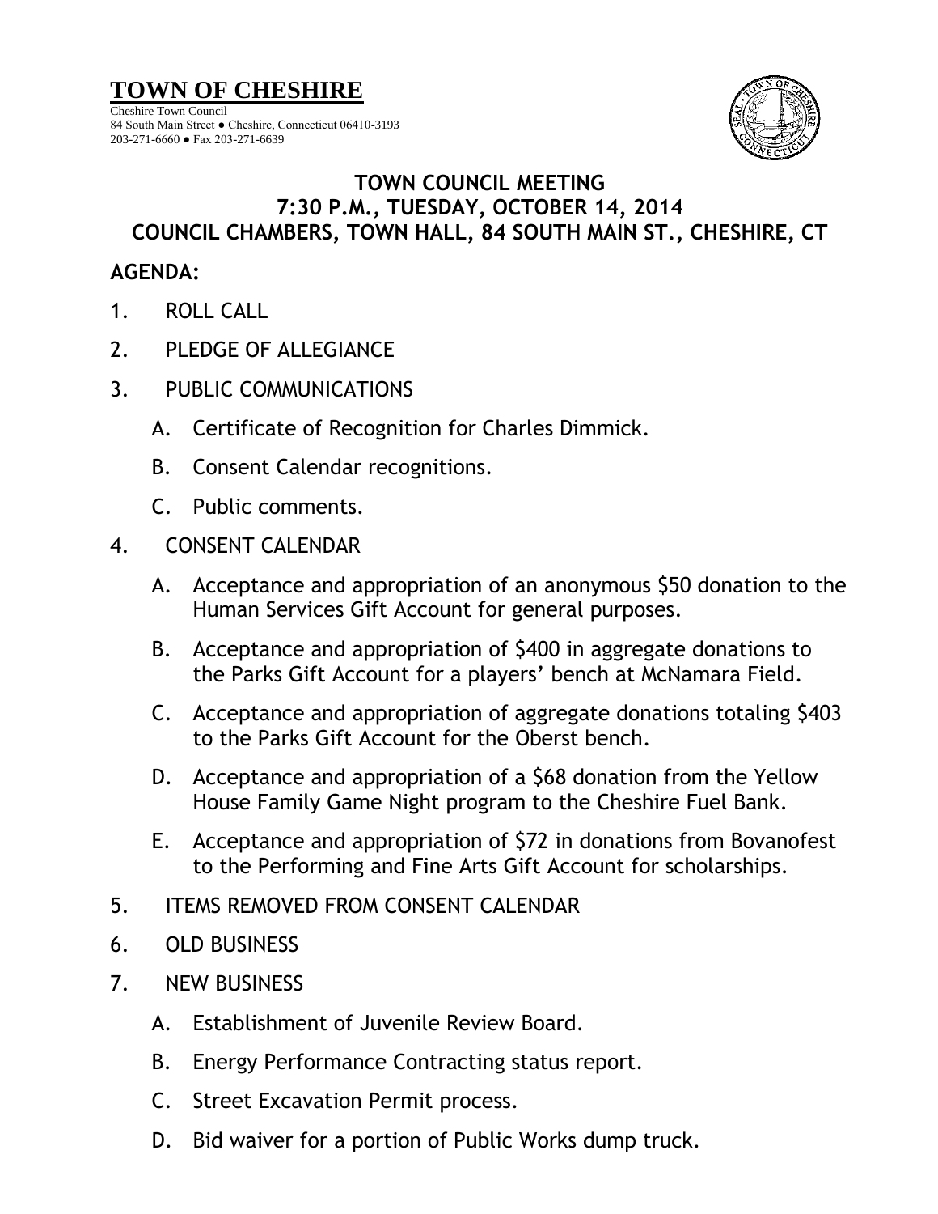# TOWN OF CHESHIRE

Cheshire Town Council
84 South Main Street ● Cheshire, Connecticut 06410-3193
203-271-6660 ● Fax 203-271-6639

## TOWN COUNCIL MEETING
## 7:30 P.M., TUESDAY, OCTOBER 14, 2014
## COUNCIL CHAMBERS, TOWN HALL, 84 SOUTH MAIN ST., CHESHIRE, CT

**AGENDA:**

1. ROLL CALL

2. PLEDGE OF ALLEGIANCE

3. PUBLIC COMMUNICATIONS

   A. Certificate of Recognition for Charles Dimmick.

   B. Consent Calendar recognitions.

   C. Public comments.

4. CONSENT CALENDAR

   A. Acceptance and appropriation of an anonymous $50 donation to the Human Services Gift Account for general purposes.

   B. Acceptance and appropriation of $400 in aggregate donations to the Parks Gift Account for a players' bench at McNamara Field.

   C. Acceptance and appropriation of aggregate donations totaling $403 to the Parks Gift Account for the Oberst bench.

   D. Acceptance and appropriation of a $68 donation from the Yellow House Family Game Night program to the Cheshire Fuel Bank.

   E. Acceptance and appropriation of $72 in donations from Bovanofest to the Performing and Fine Arts Gift Account for scholarships.

5. ITEMS REMOVED FROM CONSENT CALENDAR

6. OLD BUSINESS

7. NEW BUSINESS

   A. Establishment of Juvenile Review Board.

   B. Energy Performance Contracting status report.

   C. Street Excavation Permit process.

   D. Bid waiver for a portion of Public Works dump truck.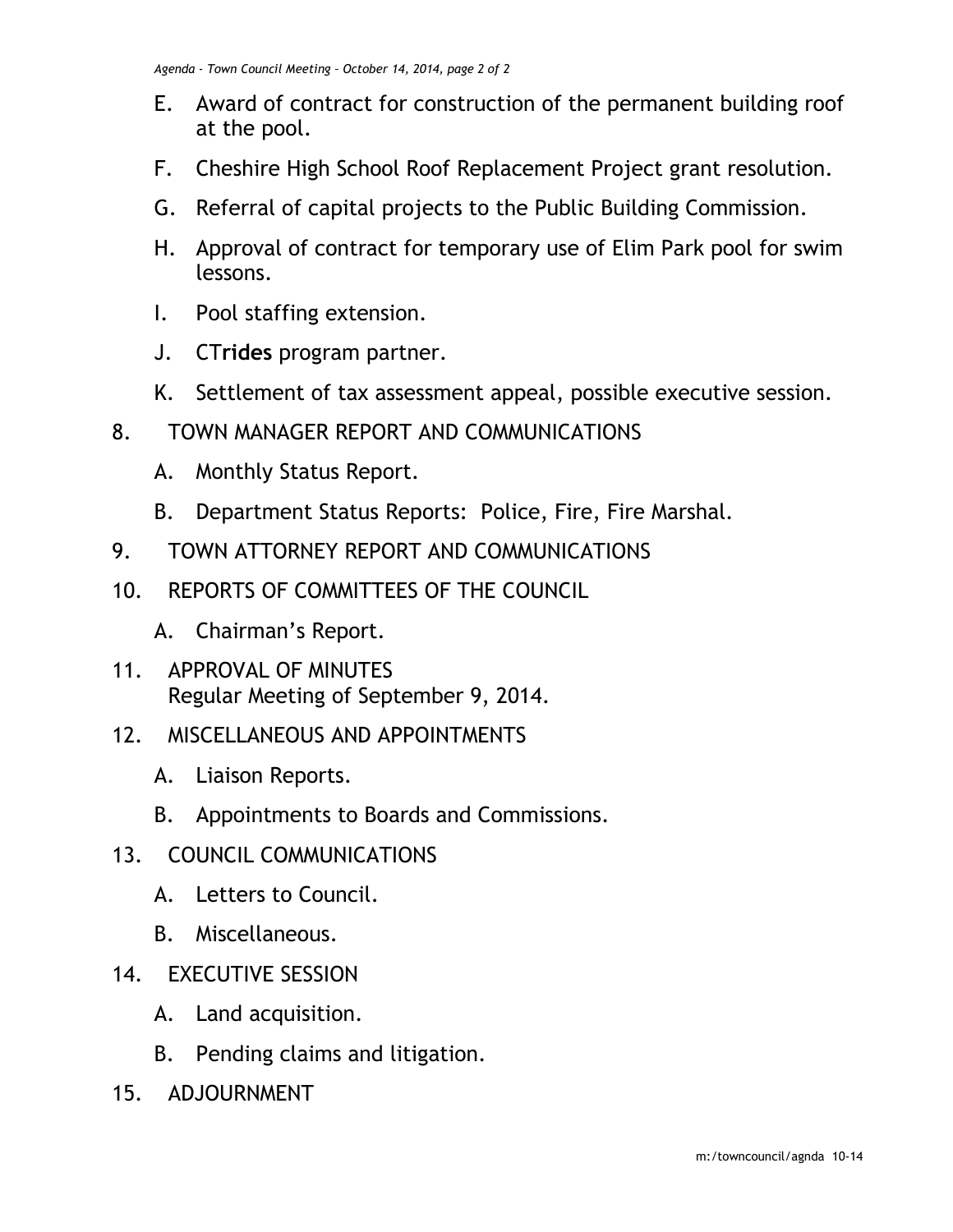E. Award of contract for construction of the permanent building roof at the pool.

F. Cheshire High School Roof Replacement Project grant resolution.

G. Referral of capital projects to the Public Building Commission.

H. Approval of contract for temporary use of Elim Park pool for swim lessons.

I. Pool staffing extension.

J. CT**rides** program partner.

K. Settlement of tax assessment appeal, possible executive session.

8. TOWN MANAGER REPORT AND COMMUNICATIONS

   A. Monthly Status Report.

   B. Department Status Reports: Police, Fire, Fire Marshal.

9. TOWN ATTORNEY REPORT AND COMMUNICATIONS

10. REPORTS OF COMMITTEES OF THE COUNCIL

    A. Chairman's Report.

11. APPROVAL OF MINUTES
    Regular Meeting of September 9, 2014.

12. MISCELLANEOUS AND APPOINTMENTS

    A. Liaison Reports.

    B. Appointments to Boards and Commissions.

13. COUNCIL COMMUNICATIONS

    A. Letters to Council.

    B. Miscellaneous.

14. EXECUTIVE SESSION

    A. Land acquisition.

    B. Pending claims and litigation.

15. ADJOURNMENT

m:/towncouncil/agnda 10-14